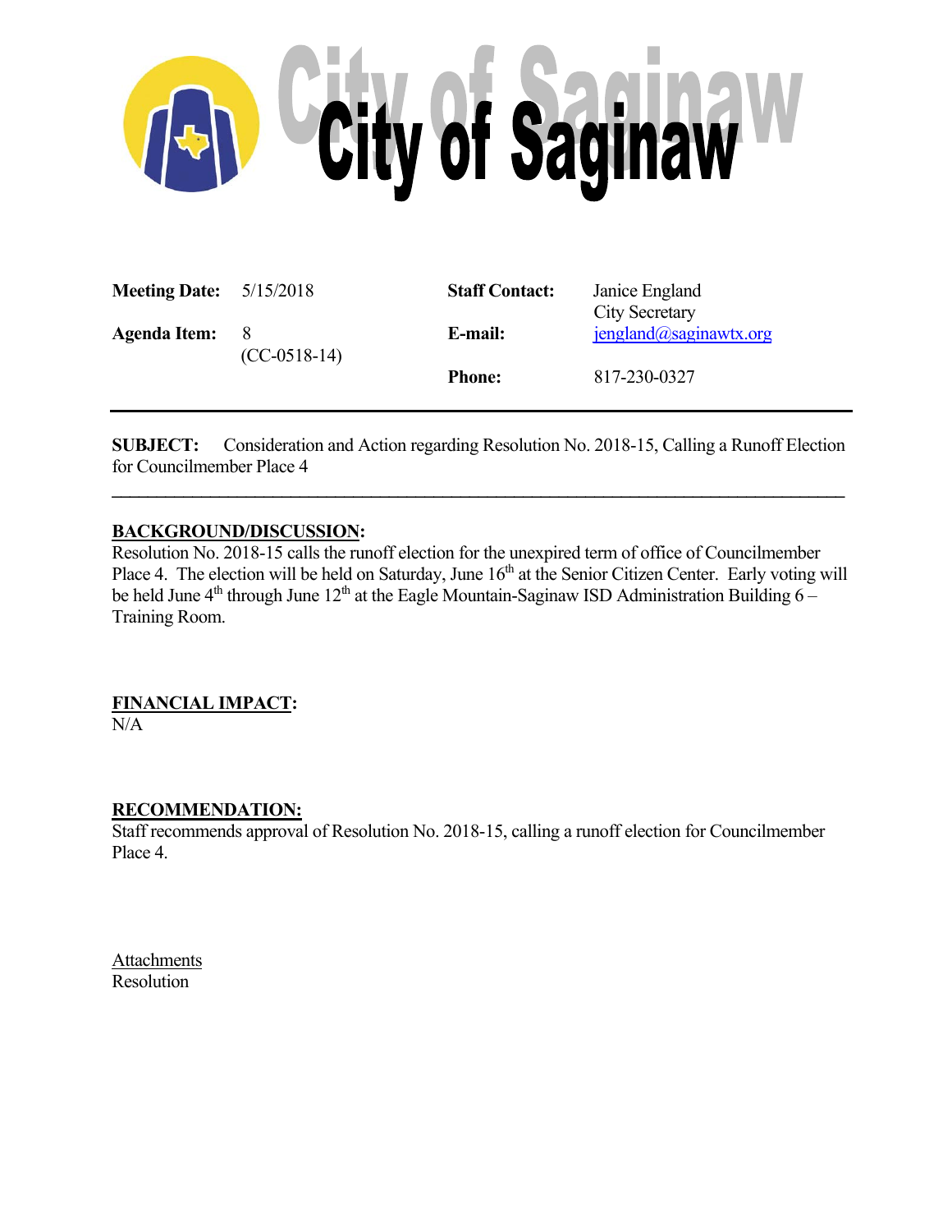# City of Saginaw

| | | | |
|---|---|---|---|
| **Meeting Date:** | 5/15/2018 | **Staff Contact:** | Janice England<br>City Secretary |
| **Agenda Item:** | 8<br>(CC-0518-14) | **E-mail:** | jengland@saginawtx.org |
| | | **Phone:** | 817-230-0327 |

---

**SUBJECT:** Consideration and Action regarding Resolution No. 2018-15, Calling a Runoff Election for Councilmember Place 4

---

**BACKGROUND/DISCUSSION:**

Resolution No. 2018-15 calls the runoff election for the unexpired term of office of Councilmember Place 4. The election will be held on Saturday, June 16th at the Senior Citizen Center. Early voting will be held June 4th through June 12th at the Eagle Mountain-Saginaw ISD Administration Building 6 – Training Room.

**FINANCIAL IMPACT:**

N/A

**RECOMMENDATION:**

Staff recommends approval of Resolution No. 2018-15, calling a runoff election for Councilmember Place 4.

Attachments

Resolution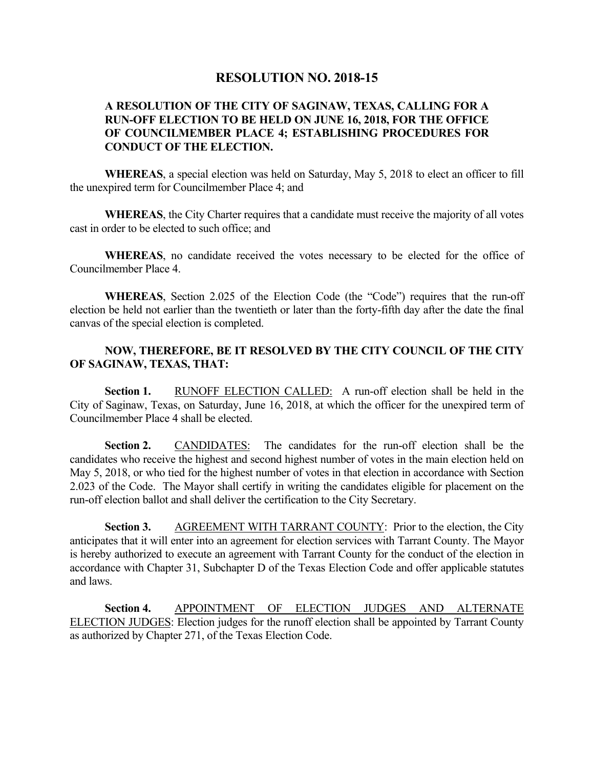# RESOLUTION NO. 2018-15

**A RESOLUTION OF THE CITY OF SAGINAW, TEXAS, CALLING FOR A RUN-OFF ELECTION TO BE HELD ON JUNE 16, 2018, FOR THE OFFICE OF COUNCILMEMBER PLACE 4; ESTABLISHING PROCEDURES FOR CONDUCT OF THE ELECTION.**

**WHEREAS**, a special election was held on Saturday, May 5, 2018 to elect an officer to fill the unexpired term for Councilmember Place 4; and

**WHEREAS**, the City Charter requires that a candidate must receive the majority of all votes cast in order to be elected to such office; and

**WHEREAS**, no candidate received the votes necessary to be elected for the office of Councilmember Place 4.

**WHEREAS**, Section 2.025 of the Election Code (the "Code") requires that the run-off election be held not earlier than the twentieth or later than the forty-fifth day after the date the final canvas of the special election is completed.

**NOW, THEREFORE, BE IT RESOLVED BY THE CITY COUNCIL OF THE CITY OF SAGINAW, TEXAS, THAT:**

**Section 1.** RUNOFF ELECTION CALLED: A run-off election shall be held in the City of Saginaw, Texas, on Saturday, June 16, 2018, at which the officer for the unexpired term of Councilmember Place 4 shall be elected.

**Section 2.** CANDIDATES: The candidates for the run-off election shall be the candidates who receive the highest and second highest number of votes in the main election held on May 5, 2018, or who tied for the highest number of votes in that election in accordance with Section 2.023 of the Code. The Mayor shall certify in writing the candidates eligible for placement on the run-off election ballot and shall deliver the certification to the City Secretary.

**Section 3.** AGREEMENT WITH TARRANT COUNTY: Prior to the election, the City anticipates that it will enter into an agreement for election services with Tarrant County. The Mayor is hereby authorized to execute an agreement with Tarrant County for the conduct of the election in accordance with Chapter 31, Subchapter D of the Texas Election Code and offer applicable statutes and laws.

**Section 4.** APPOINTMENT OF ELECTION JUDGES AND ALTERNATE ELECTION JUDGES: Election judges for the runoff election shall be appointed by Tarrant County as authorized by Chapter 271, of the Texas Election Code.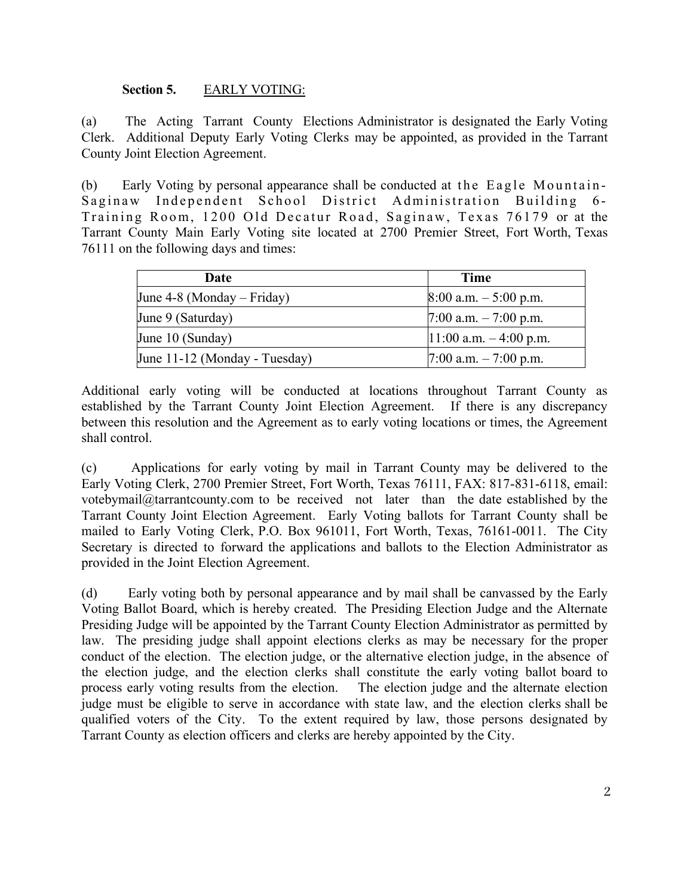**Section 5.** <u>EARLY VOTING:</u>

(a) The Acting Tarrant County Elections Administrator is designated the Early Voting Clerk. Additional Deputy Early Voting Clerks may be appointed, as provided in the Tarrant County Joint Election Agreement.

(b) Early Voting by personal appearance shall be conducted at the Eagle Mountain-Saginaw Independent School District Administration Building 6-Training Room, 1200 Old Decatur Road, Saginaw, Texas 76179 or at the Tarrant County Main Early Voting site located at 2700 Premier Street, Fort Worth, Texas 76111 on the following days and times:

| Date | Time |
|---|---|
| June 4-8 (Monday – Friday) | 8:00 a.m. – 5:00 p.m. |
| June 9 (Saturday) | 7:00 a.m. – 7:00 p.m. |
| June 10 (Sunday) | 11:00 a.m. – 4:00 p.m. |
| June 11-12 (Monday - Tuesday) | 7:00 a.m. – 7:00 p.m. |

Additional early voting will be conducted at locations throughout Tarrant County as established by the Tarrant County Joint Election Agreement. If there is any discrepancy between this resolution and the Agreement as to early voting locations or times, the Agreement shall control.

(c) Applications for early voting by mail in Tarrant County may be delivered to the Early Voting Clerk, 2700 Premier Street, Fort Worth, Texas 76111, FAX: 817-831-6118, email: votebymail@tarrantcounty.com to be received not later than the date established by the Tarrant County Joint Election Agreement. Early Voting ballots for Tarrant County shall be mailed to Early Voting Clerk, P.O. Box 961011, Fort Worth, Texas, 76161-0011. The City Secretary is directed to forward the applications and ballots to the Election Administrator as provided in the Joint Election Agreement.

(d) Early voting both by personal appearance and by mail shall be canvassed by the Early Voting Ballot Board, which is hereby created. The Presiding Election Judge and the Alternate Presiding Judge will be appointed by the Tarrant County Election Administrator as permitted by law. The presiding judge shall appoint elections clerks as may be necessary for the proper conduct of the election. The election judge, or the alternative election judge, in the absence of the election judge, and the election clerks shall constitute the early voting ballot board to process early voting results from the election. The election judge and the alternate election judge must be eligible to serve in accordance with state law, and the election clerks shall be qualified voters of the City. To the extent required by law, those persons designated by Tarrant County as election officers and clerks are hereby appointed by the City.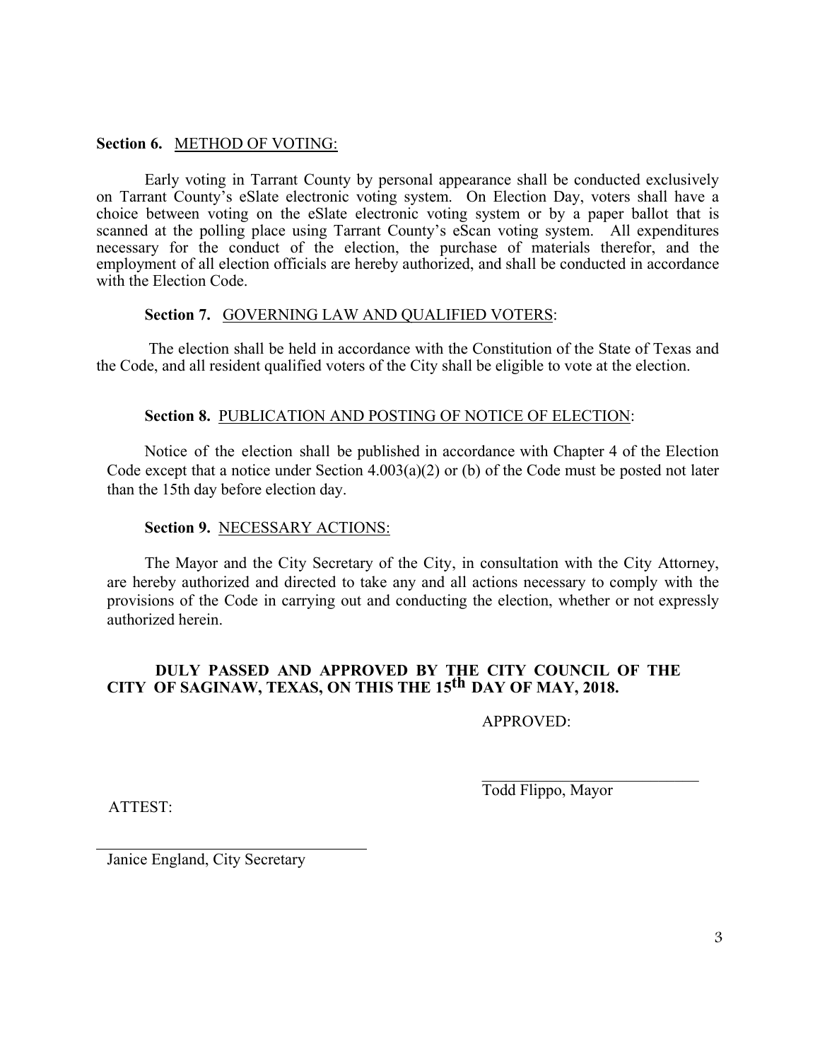**Section 6.** METHOD OF VOTING:

Early voting in Tarrant County by personal appearance shall be conducted exclusively on Tarrant County's eSlate electronic voting system. On Election Day, voters shall have a choice between voting on the eSlate electronic voting system or by a paper ballot that is scanned at the polling place using Tarrant County's eScan voting system. All expenditures necessary for the conduct of the election, the purchase of materials therefor, and the employment of all election officials are hereby authorized, and shall be conducted in accordance with the Election Code.

**Section 7.** GOVERNING LAW AND QUALIFIED VOTERS:

The election shall be held in accordance with the Constitution of the State of Texas and the Code, and all resident qualified voters of the City shall be eligible to vote at the election.

**Section 8.** PUBLICATION AND POSTING OF NOTICE OF ELECTION:

Notice of the election shall be published in accordance with Chapter 4 of the Election Code except that a notice under Section 4.003(a)(2) or (b) of the Code must be posted not later than the 15th day before election day.

**Section 9.** NECESSARY ACTIONS:

The Mayor and the City Secretary of the City, in consultation with the City Attorney, are hereby authorized and directed to take any and all actions necessary to comply with the provisions of the Code in carrying out and conducting the election, whether or not expressly authorized herein.

**DULY PASSED AND APPROVED BY THE CITY COUNCIL OF THE CITY OF SAGINAW, TEXAS, ON THIS THE 15th DAY OF MAY, 2018.**

APPROVED:

\_\_\_\_\_\_\_\_\_\_\_\_\_\_\_\_\_\_\_\_\_\_\_\_\_\_\_\_\_\_
Todd Flippo, Mayor

ATTEST:

\_\_\_\_\_\_\_\_\_\_\_\_\_\_\_\_\_\_\_\_\_\_\_\_\_\_\_\_\_\_
Janice England, City Secretary